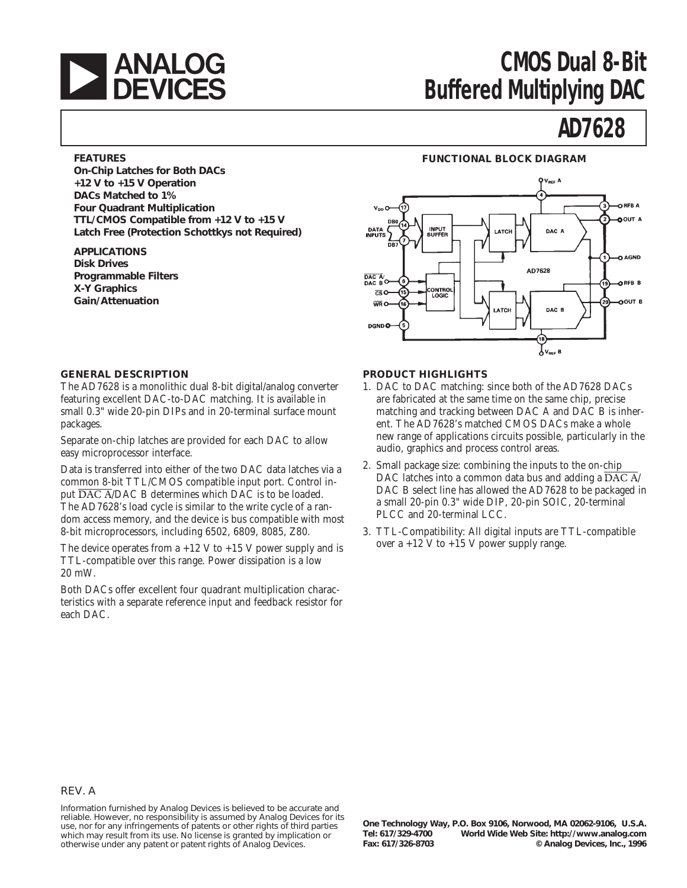# CMOS Dual 8-Bit Buffered Multiplying DAC

# AD7628

### FEATURES

**On-Chip Latches for Both DACs**
**+12 V to +15 V Operation**
**DACs Matched to 1%**
**Four Quadrant Multiplication**
**TTL/CMOS Compatible from +12 V to +15 V**
**Latch Free (Protection Schottkys not Required)**

### APPLICATIONS

**Disk Drives**
**Programmable Filters**
**X-Y Graphics**
**Gain/Attenuation**

### FUNCTIONAL BLOCK DIAGRAM

### GENERAL DESCRIPTION

The AD7628 is a monolithic dual 8-bit digital/analog converter featuring excellent DAC-to-DAC matching. It is available in small 0.3" wide 20-pin DIPs and in 20-terminal surface mount packages.

Separate on-chip latches are provided for each DAC to allow easy microprocessor interface.

Data is transferred into either of the two DAC data latches via a common 8-bit TTL/CMOS compatible input port. Control input $\overline{\text{DAC A}}$/DAC B determines which DAC is to be loaded. The AD7628's load cycle is similar to the write cycle of a random access memory, and the device is bus compatible with most 8-bit microprocessors, including 6502, 6809, 8085, Z80.

The device operates from a +12 V to +15 V power supply and is TTL-compatible over this range. Power dissipation is a low 20 mW.

Both DACs offer excellent four quadrant multiplication characteristics with a separate reference input and feedback resistor for each DAC.

### PRODUCT HIGHLIGHTS

1. DAC to DAC matching: since both of the AD7628 DACs are fabricated at the same time on the same chip, precise matching and tracking between DAC A and DAC B is inherent. The AD7628's matched CMOS DACs make a whole new range of applications circuits possible, particularly in the audio, graphics and process control areas.
2. Small package size: combining the inputs to the on-chip DAC latches into a common data bus and adding a $\overline{\text{DAC A}}$/DAC B select line has allowed the AD7628 to be packaged in a small 20-pin 0.3" wide DIP, 20-pin SOIC, 20-terminal PLCC and 20-terminal LCC.
3. TTL-Compatibility: All digital inputs are TTL-compatible over a +12 V to +15 V power supply range.

REV. A

Information furnished by Analog Devices is believed to be accurate and reliable. However, no responsibility is assumed by Analog Devices for its use, nor for any infringements of patents or other rights of third parties which may result from its use. No license is granted by implication or otherwise under any patent or patent rights of Analog Devices.

One Technology Way, P.O. Box 9106, Norwood, MA 02062-9106, U.S.A.
Tel: 617/329-4700 World Wide Web Site: http://www.analog.com
Fax: 617/326-8703 © Analog Devices, Inc., 1996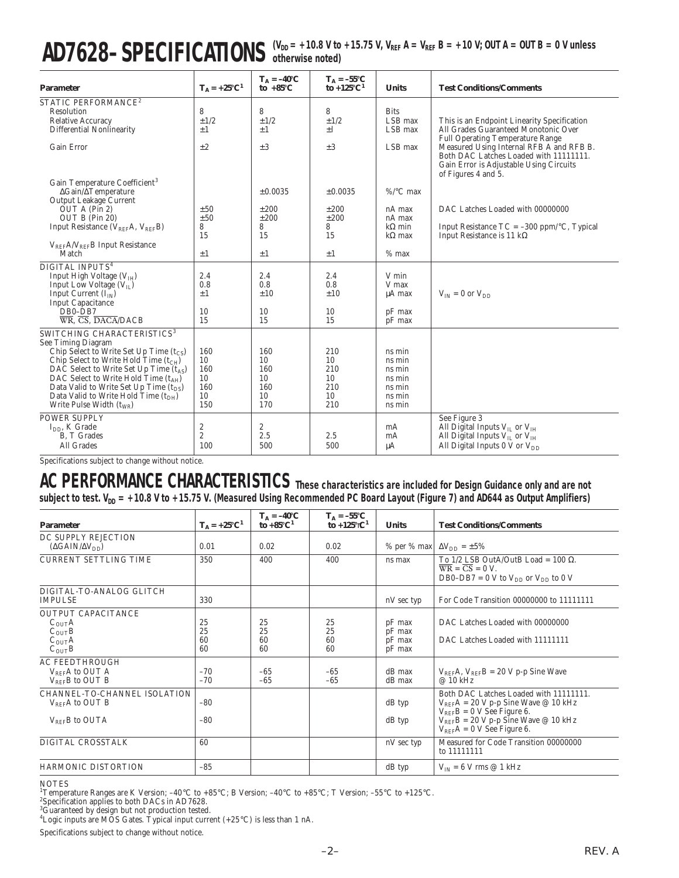# AD7628–SPECIFICATIONS

($V_{DD}$ = +10.8 V to +15.75 V, $V_{REF}$ A = $V_{REF}$ B = +10 V; OUT A = OUT B = 0 V unless otherwise noted)

| Parameter | $T_A$ = +25°C[1] | $T_A$ = –40°C to +85°C | $T_A$ = –55°C to +125°C[1] | Units | Test Conditions/Comments |
|---|---|---|---|---|---|
| **STATIC PERFORMANCE**[2] | | | | | |
| Resolution | 8 | 8 | 8 | Bits | |
| Relative Accuracy | ±1/2 | ±1/2 | ±1/2 | LSB max | This is an Endpoint Linearity Specification |
| Differential Nonlinearity | ±1 | ±1 | ±l | LSB max | All Grades Guaranteed Monotonic Over Full Operating Temperature Range |
| Gain Error | ±2 | ±3 | ±3 | LSB max | Measured Using Internal RFB A and RFB B. Both DAC Latches Loaded with 11111111. Gain Error is Adjustable Using Circuits of Figures 4 and 5. |
| Gain Temperature Coefficient[3] | | | | | |
| ΔGain/ΔTemperature | | ±0.0035 | ±0.0035 | %/°C max | |
| Output Leakage Current | | | | | |
| OUT A (Pin 2) | ±50 | ±200 | ±200 | nA max | DAC Latches Loaded with 00000000 |
| OUT B (Pin 20) | ±50 | ±200 | ±200 | nA max | |
| Input Resistance ($V_{REF}$A, $V_{REF}$B) | 8 | 8 | 8 | kΩ min | Input Resistance TC = –300 ppm/°C, Typical |
| | 15 | 15 | 15 | kΩ max | Input Resistance is 11 kΩ |
| $V_{REF}$A/$V_{REF}$B Input Resistance Match | ±1 | ±1 | ±1 | % max | |
| **DIGITAL INPUTS**[4] | | | | | |
| Input High Voltage ($V_{IH}$) | 2.4 | 2.4 | 2.4 | V min | |
| Input Low Voltage ($V_{IL}$) | 0.8 | 0.8 | 0.8 | V max | |
| Input Current ($I_{IN}$) | ±1 | ±10 | ±10 | µA max | $V_{IN}$ = 0 or $V_{DD}$ |
| Input Capacitance | | | | | |
| DB0–DB7 | 10 | 10 | 10 | pF max | |
| $\overline{WR}$, $\overline{CS}$, $\overline{DACA}$/DACB | 15 | 15 | 15 | pF max | |
| **SWITCHING CHARACTERISTICS**[3] | | | | | |
| See Timing Diagram | | | | | |
| Chip Select to Write Set Up Time ($t_{CS}$) | 160 | 160 | 210 | ns min | |
| Chip Select to Write Hold Time ($t_{CH}$) | 10 | 10 | 10 | ns min | |
| DAC Select to Write Set Up Time ($t_{AS}$) | 160 | 160 | 210 | ns min | |
| DAC Select to Write Hold Time ($t_{AH}$) | 10 | 10 | 10 | ns min | |
| Data Valid to Write Set Up Time ($t_{DS}$) | 160 | 160 | 210 | ns min | |
| Data Valid to Write Hold Time ($t_{DH}$) | 10 | 10 | 10 | ns min | |
| Write Pulse Width ($t_{WR}$) | 150 | 170 | 210 | ns min | |
| **POWER SUPPLY** | | | | | See Figure 3 |
| $I_{DD}$, K Grade | 2 | 2 | | mA | All Digital Inputs $V_{IL}$ or $V_{IH}$ |
| B, T Grades | 2 | 2.5 | 2.5 | mA | All Digital Inputs $V_{IL}$ or $V_{IH}$ |
| All Grades | 100 | 500 | 500 | µA | All Digital Inputs 0 V or $V_{DD}$ |

Specifications subject to change without notice.

# AC PERFORMANCE CHARACTERISTICS

**These characteristics are included for Design Guidance only and are not subject to test. $V_{DD}$ = +10.8 V to +15.75 V. (Measured Using Recommended PC Board Layout (Figure 7) and AD644 as Output Amplifiers)**

| Parameter | $T_A$ = +25°C[1] | $T_A$ = –40°C to +85°C[1] | $T_A$ = –55°C to +125°C[1] | Units | Test Conditions/Comments |
|---|---|---|---|---|---|
| DC SUPPLY REJECTION (ΔGAIN/Δ$V_{DD}$) | 0.01 | 0.02 | 0.02 | % per % max | Δ$V_{DD}$ = ±5% |
| CURRENT SETTLING TIME | 350 | 400 | 400 | ns max | To 1/2 LSB OutA/OutB Load = 100 Ω. $\overline{WR}$ = $\overline{CS}$ = 0 V. DB0–DB7 = 0 V to $V_{DD}$ or $V_{DD}$ to 0 V |
| DIGITAL-TO-ANALOG GLITCH IMPULSE | 330 | | | nV sec typ | For Code Transition 00000000 to 11111111 |
| OUTPUT CAPACITANCE | | | | | |
| $C_{OUT}$A | 25 | 25 | 25 | pF max | DAC Latches Loaded with 00000000 |
| $C_{OUT}$B | 25 | 25 | 25 | pF max | |
| $C_{OUT}$A | 60 | 60 | 60 | pF max | DAC Latches Loaded with 11111111 |
| $C_{OUT}$B | 60 | 60 | 60 | pF max | |
| AC FEEDTHROUGH | | | | | |
| $V_{REF}$A to OUT A | –70 | –65 | –65 | dB max | $V_{REF}$A, $V_{REF}$B = 20 V p-p Sine Wave |
| $V_{REF}$B to OUT B | –70 | –65 | –65 | dB max | @ 10 kHz |
| CHANNEL-TO-CHANNEL ISOLATION | | | | | Both DAC Latches Loaded with 11111111. |
| $V_{REF}$A to OUT B | –80 | | | dB typ | $V_{REF}$A = 20 V p-p Sine Wave @ 10 kHz $V_{REF}$B = 0 V See Figure 6. |
| $V_{REF}$B to OUTA | –80 | | | dB typ | $V_{REF}$B = 20 V p-p Sine Wave @ 10 kHz $V_{REF}$A = 0 V See Figure 6. |
| DIGITAL CROSSTALK | 60 | | | nV sec typ | Measured for Code Transition 00000000 to 11111111 |
| HARMONIC DISTORTION | –85 | | | dB typ | $V_{IN}$ = 6 V rms @ 1 kHz |

NOTES

[1] Temperature Ranges are K Version; –40°C to +85°C; B Version; –40°C to +85°C; T Version; –55°C to +125°C.

[2] Specification applies to both DACs in AD7628.

[3] Guaranteed by design but not production tested.

[4] Logic inputs are MOS Gates. Typical input current (+25°C) is less than 1 nA.

Specifications subject to change without notice.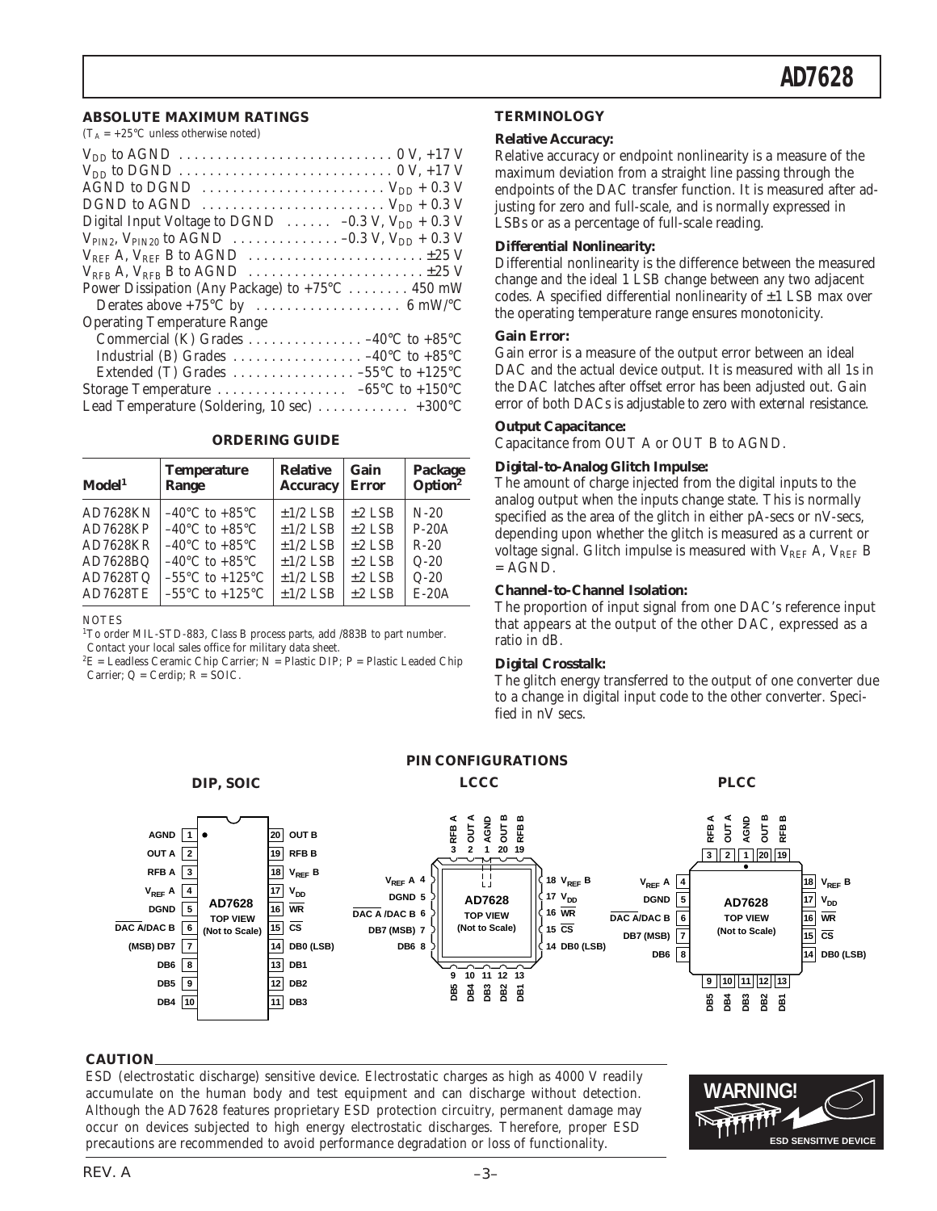## ABSOLUTE MAXIMUM RATINGS

($T_A$ = +25°C unless otherwise noted)

$V_{DD}$ to AGND . . . . . . . . . . . . . . . . . . . . . . . . . . . . 0 V, +17 V
$V_{DD}$ to DGND . . . . . . . . . . . . . . . . . . . . . . . . . . . . 0 V, +17 V
AGND to DGND . . . . . . . . . . . . . . . . . . . . . . . . $V_{DD}$ + 0.3 V
DGND to AGND . . . . . . . . . . . . . . . . . . . . . . . . $V_{DD}$ + 0.3 V
Digital Input Voltage to DGND . . . . . . –0.3 V, $V_{DD}$ + 0.3 V
$V_{PIN2}$, $V_{PIN20}$ to AGND . . . . . . . . . . . . . . –0.3 V, $V_{DD}$ + 0.3 V
$V_{REF}$ A, $V_{REF}$ B to AGND . . . . . . . . . . . . . . . . . . . . . . . ±25 V
$V_{RFB}$ A, $V_{RFB}$ B to AGND . . . . . . . . . . . . . . . . . . . . . . . ±25 V
Power Dissipation (Any Package) to +75°C . . . . . . . . 450 mW
Derates above +75°C by . . . . . . . . . . . . . . . . . . . 6 mW/°C
Operating Temperature Range
Commercial (K) Grades . . . . . . . . . . . . . . . –40°C to +85°C
Industrial (B) Grades . . . . . . . . . . . . . . . . . –40°C to +85°C
Extended (T) Grades . . . . . . . . . . . . . . . . –55°C to +125°C
Storage Temperature . . . . . . . . . . . . . . . . . –65°C to +150°C
Lead Temperature (Soldering, 10 sec) . . . . . . . . . . . . +300°C

## ORDERING GUIDE

| Model[1] | Temperature Range | Relative Accuracy | Gain Error | Package Option[2] |
|---|---|---|---|---|
| AD7628KN | –40°C to +85°C | ±1/2 LSB | ±2 LSB | N-20 |
| AD7628KP | –40°C to +85°C | ±1/2 LSB | ±2 LSB | P-20A |
| AD7628KR | –40°C to +85°C | ±1/2 LSB | ±2 LSB | R-20 |
| AD7628BQ | –40°C to +85°C | ±1/2 LSB | ±2 LSB | Q-20 |
| AD7628TQ | –55°C to +125°C | ±1/2 LSB | ±2 LSB | Q-20 |
| AD7628TE | –55°C to +125°C | ±1/2 LSB | ±2 LSB | E-20A |

NOTES
[1]To order MIL-STD-883, Class B process parts, add /883B to part number. Contact your local sales office for military data sheet.
[2]E = Leadless Ceramic Chip Carrier; N = Plastic DIP; P = Plastic Leaded Chip Carrier; Q = Cerdip; R = SOIC.

## TERMINOLOGY

**Relative Accuracy:**
Relative accuracy or endpoint nonlinearity is a measure of the maximum deviation from a straight line passing through the endpoints of the DAC transfer function. It is measured after adjusting for zero and full-scale, and is normally expressed in LSBs or as a percentage of full-scale reading.

**Differential Nonlinearity:**
Differential nonlinearity is the difference between the measured change and the ideal 1 LSB change between any two adjacent codes. A specified differential nonlinearity of ±1 LSB max over the operating temperature range ensures monotonicity.

**Gain Error:**
Gain error is a measure of the output error between an ideal DAC and the actual device output. It is measured with all 1s in the DAC latches after offset error has been adjusted out. Gain error of both DACs is adjustable to zero with external resistance.

**Output Capacitance:**
Capacitance from OUT A or OUT B to AGND.

**Digital-to-Analog Glitch Impulse:**
The amount of charge injected from the digital inputs to the analog output when the inputs change state. This is normally specified as the area of the glitch in either pA-secs or nV-secs, depending upon whether the glitch is measured as a current or voltage signal. Glitch impulse is measured with $V_{REF}$ A, $V_{REF}$ B = AGND.

**Channel-to-Channel Isolation:**
The proportion of input signal from one DAC's reference input that appears at the output of the other DAC, expressed as a ratio in dB.

**Digital Crosstalk:**
The glitch energy transferred to the output of one converter due to a change in digital input code to the other converter. Specified in nV secs.

## PIN CONFIGURATIONS

**DIP, SOIC**

| Pin | Name | Pin | Name |
|---|---|---|---|
| 1 | AGND | 20 | OUT B |
| 2 | OUT A | 19 | RFB B |
| 3 | RFB A | 18 | $V_{REF}$ B |
| 4 | $V_{REF}$ A | 17 | $V_{DD}$ |
| 5 | DGND | 16 | WR (active low) |
| 6 | DAC A/DAC B | 15 | CS (active low) |
| 7 | (MSB) DB7 | 14 | DB0 (LSB) |
| 8 | DB6 | 13 | DB1 |
| 9 | DB5 | 12 | DB2 |
| 10 | DB4 | 11 | DB3 |

**LCCC** and **PLCC**: AD7628 TOP VIEW (Not to Scale) — pins 3 RFB A, 2 OUT A, 1 AGND, 20 OUT B, 19 RFB B, 4 $V_{REF}$ A, 5 DGND, 6 DAC A/DAC B, 7 DB7 (MSB), 8 DB6, 9 DB5, 10 DB4, 11 DB3, 12 DB2, 13 DB1, 14 DB0 (LSB), 15 CS, 16 WR, 17 $V_{DD}$, 18 $V_{REF}$ B.

## CAUTION

ESD (electrostatic discharge) sensitive device. Electrostatic charges as high as 4000 V readily accumulate on the human body and test equipment and can discharge without detection. Although the AD7628 features proprietary ESD protection circuitry, permanent damage may occur on devices subjected to high energy electrostatic discharges. Therefore, proper ESD precautions are recommended to avoid performance degradation or loss of functionality.

WARNING! ESD SENSITIVE DEVICE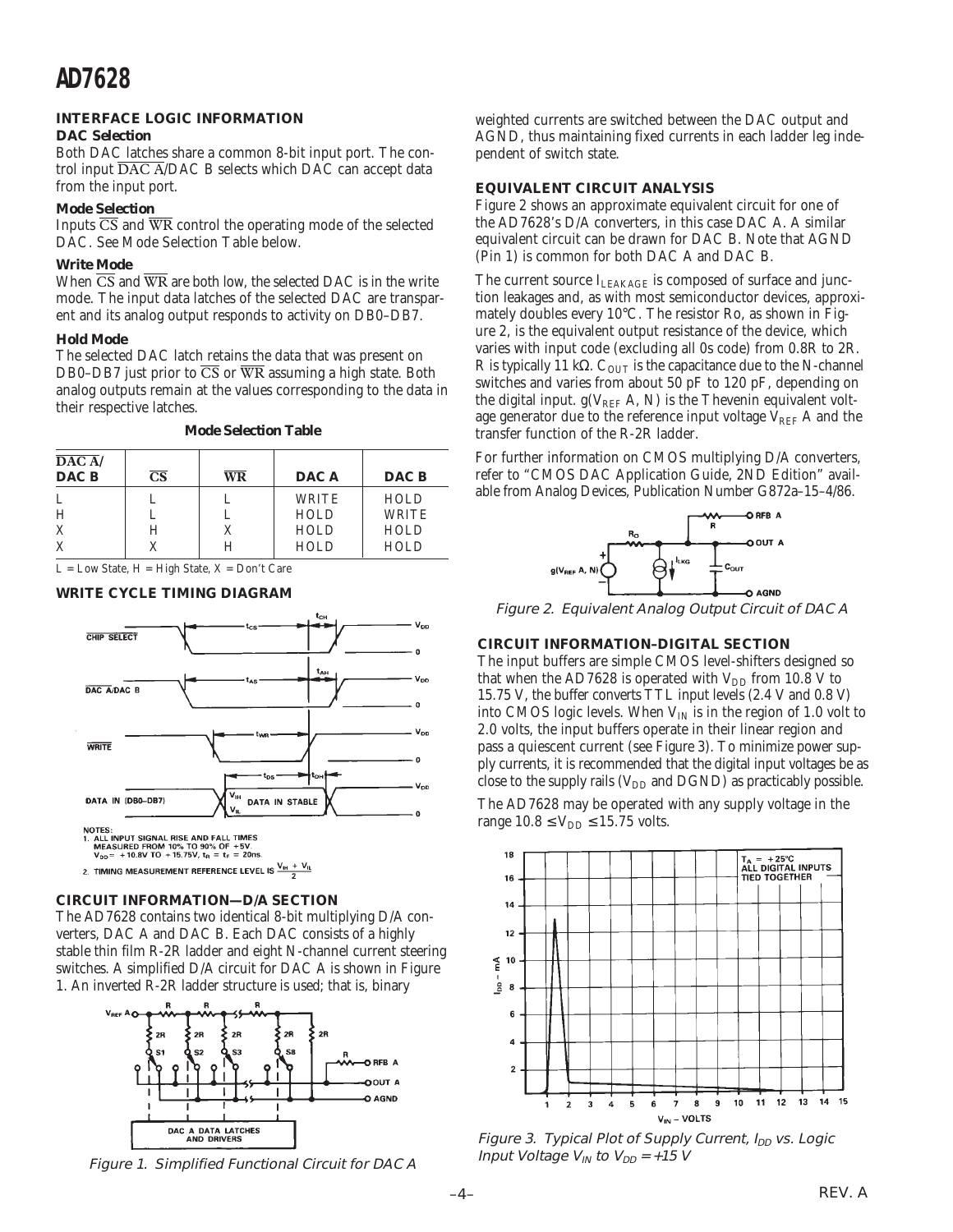## INTERFACE LOGIC INFORMATION

### DAC Selection

Both DAC latches share a common 8-bit input port. The control input $\overline{\text{DAC A}}$/DAC B selects which DAC can accept data from the input port.

### Mode Selection

Inputs $\overline{\text{CS}}$ and $\overline{\text{WR}}$ control the operating mode of the selected DAC. See Mode Selection Table below.

### Write Mode

When $\overline{\text{CS}}$ and $\overline{\text{WR}}$ are both low, the selected DAC is in the write mode. The input data latches of the selected DAC are transparent and its analog output responds to activity on DB0–DB7.

### Hold Mode

The selected DAC latch retains the data that was present on DB0–DB7 just prior to $\overline{\text{CS}}$ or $\overline{\text{WR}}$ assuming a high state. Both analog outputs remain at the values corresponding to the data in their respective latches.

**Mode Selection Table**

| $\overline{\text{DAC A}}$/ DAC B | $\overline{\text{CS}}$ | $\overline{\text{WR}}$ | DAC A | DAC B |
|---|---|---|---|---|
| L | L | L | WRITE | HOLD |
| H | L | L | HOLD | WRITE |
| X | H | X | HOLD | HOLD |
| X | X | H | HOLD | HOLD |

L = Low State, H = High State, X = Don't Care

## WRITE CYCLE TIMING DIAGRAM

NOTES:
1. ALL INPUT SIGNAL RISE AND FALL TIMES MEASURED FROM 10% TO 90% OF +5V. $V_{DD}$ = +10.8V TO +15.75V, $t_R = t_F$ = 20ns.
2. TIMING MEASUREMENT REFERENCE LEVEL IS $\frac{V_{IH} + V_{IL}}{2}$

## CIRCUIT INFORMATION—D/A SECTION

The AD7628 contains two identical 8-bit multiplying D/A converters, DAC A and DAC B. Each DAC consists of a highly stable thin film R-2R ladder and eight N-channel current steering switches. A simplified D/A circuit for DAC A is shown in Figure 1. An inverted R-2R ladder structure is used; that is, binary weighted currents are switched between the DAC output and AGND, thus maintaining fixed currents in each ladder leg independent of switch state.

*Figure 1. Simplified Functional Circuit for DAC A*

## EQUIVALENT CIRCUIT ANALYSIS

Figure 2 shows an approximate equivalent circuit for one of the AD7628's D/A converters, in this case DAC A. A similar equivalent circuit can be drawn for DAC B. Note that AGND (Pin 1) is common for both DAC A and DAC B.

The current source $I_{LEAKAGE}$ is composed of surface and junction leakages and, as with most semiconductor devices, approximately doubles every 10°C. The resistor Ro, as shown in Figure 2, is the equivalent output resistance of the device, which varies with input code (excluding all 0s code) from 0.8R to 2R. R is typically 11 kΩ. $C_{OUT}$ is the capacitance due to the N-channel switches and varies from about 50 pF to 120 pF, depending on the digital input. $g(V_{REF}\,A, N)$ is the Thevenin equivalent voltage generator due to the reference input voltage $V_{REF}$ A and the transfer function of the R-2R ladder.

For further information on CMOS multiplying D/A converters, refer to "CMOS DAC Application Guide, 2ND Edition" available from Analog Devices, Publication Number G872a–15–4/86.

*Figure 2. Equivalent Analog Output Circuit of DAC A*

## CIRCUIT INFORMATION–DIGITAL SECTION

The input buffers are simple CMOS level-shifters designed so that when the AD7628 is operated with $V_{DD}$ from 10.8 V to 15.75 V, the buffer converts TTL input levels (2.4 V and 0.8 V) into CMOS logic levels. When $V_{IN}$ is in the region of 1.0 volt to 2.0 volts, the input buffers operate in their linear region and pass a quiescent current (see Figure 3). To minimize power supply currents, it is recommended that the digital input voltages be as close to the supply rails ($V_{DD}$ and DGND) as practicably possible.

The AD7628 may be operated with any supply voltage in the range $10.8 \le V_{DD} \le 15.75$ volts.

*Figure 3. Typical Plot of Supply Current, $I_{DD}$ vs. Logic Input Voltage $V_{IN}$ to $V_{DD}$ = +15 V*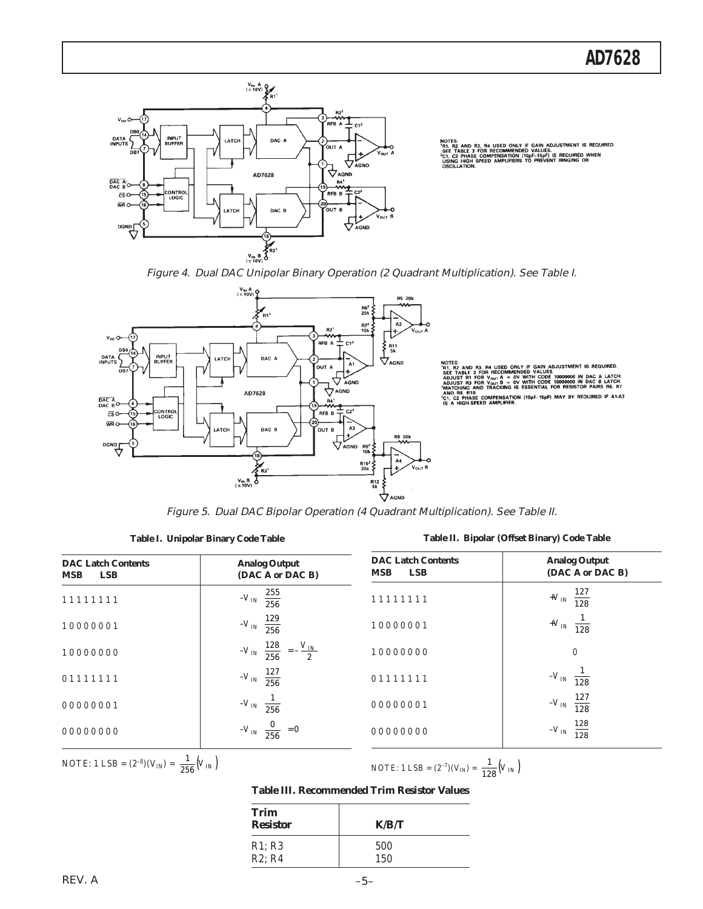NOTES:
[1] R1, R2 AND R3, R4 USED ONLY IF GAIN ADJUSTMENT IS REQUIRED. SEE TABLE 3 FOR RECOMMENDED VALUES.
[2] C1, C2 PHASE COMPENSATION (10pF–15pF) IS REQUIRED WHEN USING HIGH SPEED AMPLIFIERS TO PREVENT RINGING OR OSCILLATION.

*Figure 4. Dual DAC Unipolar Binary Operation (2 Quadrant Multiplication). See Table I.*

NOTES:
[1] R1, R2 AND R3, R4 USED ONLY IF GAIN ADJUSTMENT IS REQUIRED. SEE TABLE 3 FOR RECOMMENDED VALUES. ADJUST R1 FOR $V_{OUT}$ A = 0V WITH CODE 10000000 IN DAC A LATCH. ADJUST R3 FOR $V_{OUT}$ B = 0V WITH CODE 10000000 IN DAC B LATCH.
[2] MATCHING AND TRACKING IS ESSENTIAL FOR RESISTOR PAIRS R6, R7 AND R9, R10.
[3] C1, C2 PHASE COMPENSATION (10pF–15pF) MAY BY REQUIRED IF A1/A3 IS A HIGH-SPEED AMPLIFIER.

*Figure 5. Dual DAC Bipolar Operation (4 Quadrant Multiplication). See Table II.*

**Table I. Unipolar Binary Code Table**

| DAC Latch Contents MSB LSB | Analog Output (DAC A or DAC B) |
|---|---|
| 1 1 1 1 1 1 1 1 | $-V_{IN}\left(\frac{255}{256}\right)$ |
| 1 0 0 0 0 0 0 1 | $-V_{IN}\left(\frac{129}{256}\right)$ |
| 1 0 0 0 0 0 0 0 | $-V_{IN}\left(\frac{128}{256}\right) = -\frac{V_{IN}}{2}$ |
| 0 1 1 1 1 1 1 1 | $-V_{IN}\left(\frac{127}{256}\right)$ |
| 0 0 0 0 0 0 0 1 | $-V_{IN}\left(\frac{1}{256}\right)$ |
| 0 0 0 0 0 0 0 0 | $-V_{IN}\left(\frac{0}{256}\right) = 0$ |

NOTE: $1\ LSB = (2^{-8})(V_{IN}) = \frac{1}{256}(V_{IN})$

**Table II. Bipolar (Offset Binary) Code Table**

| DAC Latch Contents MSB LSB | Analog Output (DAC A or DAC B) |
|---|---|
| 1 1 1 1 1 1 1 1 | $+V_{IN}\left(\frac{127}{128}\right)$ |
| 1 0 0 0 0 0 0 1 | $+V_{IN}\left(\frac{1}{128}\right)$ |
| 1 0 0 0 0 0 0 0 | 0 |
| 0 1 1 1 1 1 1 1 | $-V_{IN}\left(\frac{1}{128}\right)$ |
| 0 0 0 0 0 0 0 1 | $-V_{IN}\left(\frac{127}{128}\right)$ |
| 0 0 0 0 0 0 0 0 | $-V_{IN}\left(\frac{128}{128}\right)$ |

NOTE: $1\ LSB = (2^{-7})(V_{IN}) = \frac{1}{128}(V_{IN})$

**Table III. Recommended Trim Resistor Values**

| Trim Resistor | K/B/T |
|---|---|
| R1; R3 | 500 |
| R2; R4 | 150 |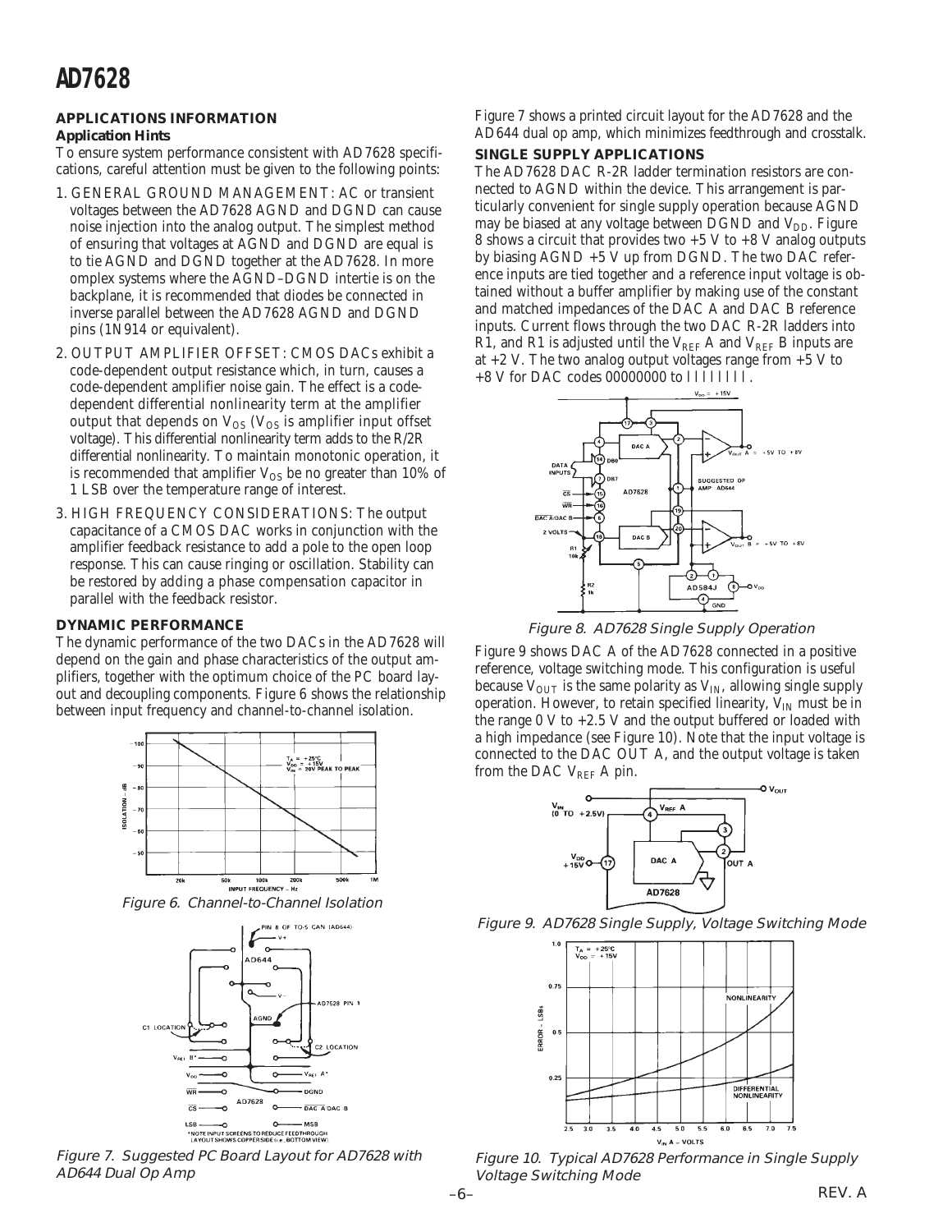## APPLICATIONS INFORMATION

### Application Hints

To ensure system performance consistent with AD7628 specifications, careful attention must be given to the following points:

1. GENERAL GROUND MANAGEMENT: AC or transient voltages between the AD7628 AGND and DGND can cause noise injection into the analog output. The simplest method of ensuring that voltages at AGND and DGND are equal is to tie AGND and DGND together at the AD7628. In more omplex systems where the AGND–DGND intertie is on the backplane, it is recommended that diodes be connected in inverse parallel between the AD7628 AGND and DGND pins (1N914 or equivalent).
2. OUTPUT AMPLIFIER OFFSET: CMOS DACs exhibit a code-dependent output resistance which, in turn, causes a code-dependent amplifier noise gain. The effect is a code-dependent differential nonlinearity term at the amplifier output that depends on $V_{OS}$ ($V_{OS}$ is amplifier input offset voltage). This differential nonlinearity term adds to the R/2R differential nonlinearity. To maintain monotonic operation, it is recommended that amplifier $V_{OS}$ be no greater than 10% of 1 LSB over the temperature range of interest.
3. HIGH FREQUENCY CONSIDERATIONS: The output capacitance of a CMOS DAC works in conjunction with the amplifier feedback resistance to add a pole to the open loop response. This can cause ringing or oscillation. Stability can be restored by adding a phase compensation capacitor in parallel with the feedback resistor.

## DYNAMIC PERFORMANCE

The dynamic performance of the two DACs in the AD7628 will depend on the gain and phase characteristics of the output amplifiers, together with the optimum choice of the PC board layout and decoupling components. Figure 6 shows the relationship between input frequency and channel-to-channel isolation.

*Figure 6. Channel-to-Channel Isolation*

*Figure 7. Suggested PC Board Layout for AD7628 with AD644 Dual Op Amp*

Figure 7 shows a printed circuit layout for the AD7628 and the AD644 dual op amp, which minimizes feedthrough and crosstalk.

## SINGLE SUPPLY APPLICATIONS

The AD7628 DAC R-2R ladder termination resistors are connected to AGND within the device. This arrangement is particularly convenient for single supply operation because AGND may be biased at any voltage between DGND and $V_{DD}$. Figure 8 shows a circuit that provides two +5 V to +8 V analog outputs by biasing AGND +5 V up from DGND. The two DAC reference inputs are tied together and a reference input voltage is obtained without a buffer amplifier by making use of the constant and matched impedances of the DAC A and DAC B reference inputs. Current flows through the two DAC R-2R ladders into R1, and R1 is adjusted until the $V_{REF}$ A and $V_{REF}$ B inputs are at +2 V. The two analog output voltages range from +5 V to +8 V for DAC codes 00000000 to 11111111.

*Figure 8. AD7628 Single Supply Operation*

Figure 9 shows DAC A of the AD7628 connected in a positive reference, voltage switching mode. This configuration is useful because $V_{OUT}$ is the same polarity as $V_{IN}$, allowing single supply operation. However, to retain specified linearity, $V_{IN}$ must be in the range 0 V to +2.5 V and the output buffered or loaded with a high impedance (see Figure 10). Note that the input voltage is connected to the DAC OUT A, and the output voltage is taken from the DAC $V_{REF}$ A pin.

*Figure 9. AD7628 Single Supply, Voltage Switching Mode*

*Figure 10. Typical AD7628 Performance in Single Supply Voltage Switching Mode*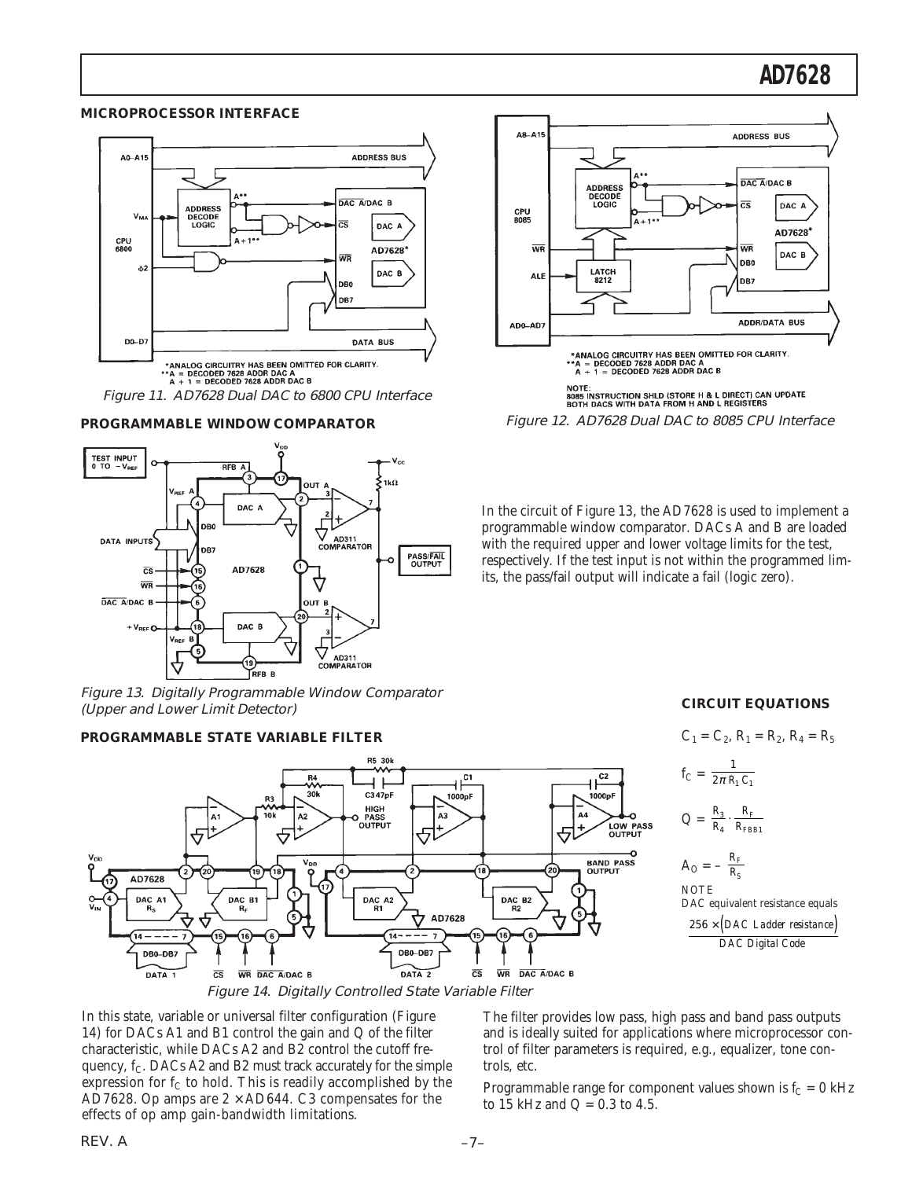## MICROPROCESSOR INTERFACE

Figure 11. AD7628 Dual DAC to 6800 CPU Interface

*ANALOG CIRCUITRY HAS BEEN OMITTED FOR CLARITY.
**A = DECODED 7628 ADDR DAC A
A + 1 = DECODED 7628 ADDR DAC B

Figure 12. AD7628 Dual DAC to 8085 CPU Interface

*ANALOG CIRCUITRY HAS BEEN OMITTED FOR CLARITY.
**A = DECODED 7628 ADDR DAC A
A + 1 = DECODED 7629 ADDR DAC B

NOTE:
8085 INSTRUCTION SHLD (STORE H & L DIRECT) CAN UPDATE BOTH DACS WITH DATA FROM H AND L REGISTERS

## PROGRAMMABLE WINDOW COMPARATOR

Figure 13. Digitally Programmable Window Comparator (Upper and Lower Limit Detector)

In the circuit of Figure 13, the AD7628 is used to implement a programmable window comparator. DACs A and B are loaded with the required upper and lower voltage limits for the test, respectively. If the test input is not within the programmed limits, the pass/fail output will indicate a fail (logic zero).

## PROGRAMMABLE STATE VARIABLE FILTER

Figure 14. Digitally Controlled State Variable Filter

### CIRCUIT EQUATIONS

$$C_1 = C_2,\ R_1 = R_2,\ R_4 = R_5$$

$$f_C = \frac{1}{2\pi R_1 C_1}$$

$$Q = \frac{R_3}{R_4} \cdot \frac{R_F}{R_{FBB1}}$$

$$A_O = -\frac{R_F}{R_S}$$

NOTE
DAC equivalent resistance equals

$$\frac{256 \times (\text{DAC Ladder resistance})}{\text{DAC Digital Code}}$$

In this state, variable or universal filter configuration (Figure 14) for DACs A1 and B1 control the gain and Q of the filter characteristic, while DACs A2 and B2 control the cutoff frequency, $f_C$. DACs A2 and B2 must track accurately for the simple expression for $f_C$ to hold. This is readily accomplished by the AD7628. Op amps are 2 × AD644. C3 compensates for the effects of op amp gain-bandwidth limitations.

The filter provides low pass, high pass and band pass outputs and is ideally suited for applications where microprocessor control of filter parameters is required, e.g., equalizer, tone controls, etc.

Programmable range for component values shown is $f_C$ = 0 kHz to 15 kHz and Q = 0.3 to 4.5.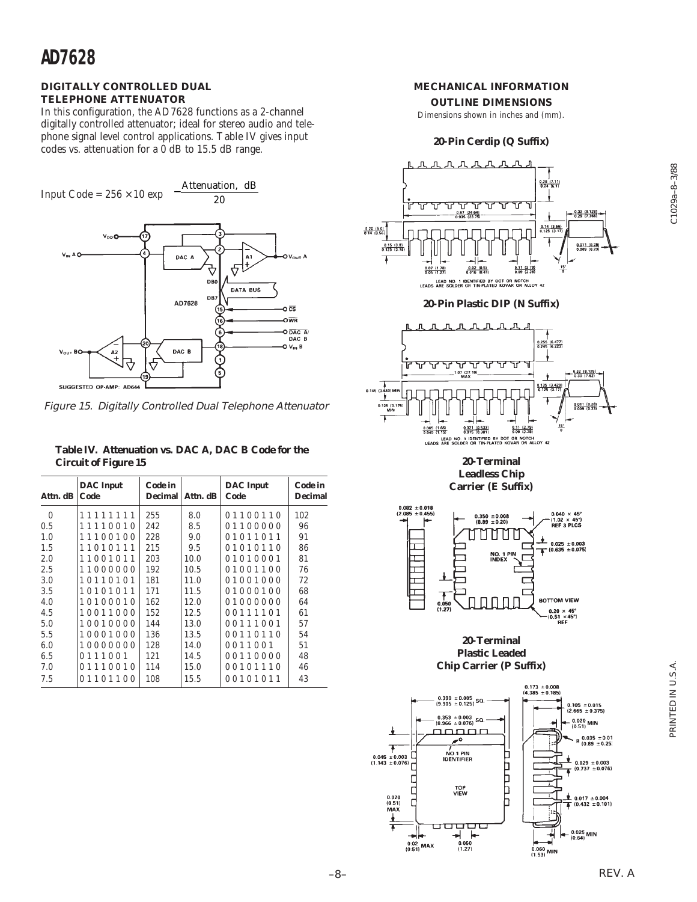## DIGITALLY CONTROLLED DUAL TELEPHONE ATTENUATOR

In this configuration, the AD7628 functions as a 2-channel digitally controlled attenuator; ideal for stereo audio and telephone signal level control applications. Table IV gives input codes vs. attenuation for a 0 dB to 15.5 dB range.

$$\text{Input Code} = 256 \times 10 \exp\left(-\frac{\text{Attenuation, dB}}{20}\right)$$

V_DD
V_IN A
DAC A
A1
V_OUT A
DB0
DATA BUS
DB7
AD7628
CS
WR
DAC A/DAC B
V_IN B
V_OUT B
A2
DAC B
SUGGESTED OP-AMP: AD644

*Figure 15. Digitally Controlled Dual Telephone Attenuator*

**Table IV. Attenuation vs. DAC A, DAC B Code for the Circuit of Figure 15**

| Attn. dB | DAC Input Code | Code in Decimal | Attn. dB | DAC Input Code | Code in Decimal |
|---|---|---|---|---|---|
| 0 | 11111111 | 255 | 8.0 | 01100110 | 102 |
| 0.5 | 11110010 | 242 | 8.5 | 01100000 | 96 |
| 1.0 | 11100100 | 228 | 9.0 | 01011011 | 91 |
| 1.5 | 11010111 | 215 | 9.5 | 01010110 | 86 |
| 2.0 | 11001011 | 203 | 10.0 | 01010001 | 81 |
| 2.5 | 11000000 | 192 | 10.5 | 01001100 | 76 |
| 3.0 | 10110101 | 181 | 11.0 | 01001000 | 72 |
| 3.5 | 10101011 | 171 | 11.5 | 01000100 | 68 |
| 4.0 | 10100010 | 162 | 12.0 | 01000000 | 64 |
| 4.5 | 10011000 | 152 | 12.5 | 00111101 | 61 |
| 5.0 | 10010000 | 144 | 13.0 | 00111001 | 57 |
| 5.5 | 10001000 | 136 | 13.5 | 00110110 | 54 |
| 6.0 | 10000000 | 128 | 14.0 | 0011001 | 51 |
| 6.5 | 0111001 | 121 | 14.5 | 00110000 | 48 |
| 7.0 | 01110010 | 114 | 15.0 | 00101110 | 46 |
| 7.5 | 01101100 | 108 | 15.5 | 00101011 | 43 |

## MECHANICAL INFORMATION

### OUTLINE DIMENSIONS

Dimensions shown in inches and (mm).

**20-Pin Cerdip (Q Suffix)**

0.28 (7.11)
0.24 (6.1)
0.97 (24.64)
0.935 (23.75)
0.32 (8.128)
0.29 (7.366)
0.20 (5.0)
0.14 (3.56)
0.14 (3.56)
0.125 (3.17)
0.15 (3.8)
0.125 (3.18)
0.011 (0.28)
0.009 (0.23)
0.07 (1.78)
0.05 (1.27)
0.02 (0.5)
0.016 (0.41)
0.11 (2.79)
0.09 (2.28)
15°
0
LEAD NO. 1 IDENTIFIED BY DOT OR NOTCH
LEADS ARE SOLDER OR TIN-PLATED KOVAR OR ALLOY 42

**20-Pin Plastic DIP (N Suffix)**

0.255 (6.477)
0.245 (6.223)
1.07 (27.18)
MAX
0.32 (8.128)
0.30 (7.62)
0.145 (3.683) MIN
0.135 (3.429)
0.125 (3.17)
0.125 (3.175)
MIN
0.011 (0.28)
0.009 (0.23)
0.065 (1.66)
0.045 (1.15)
0.021 (0.533)
0.015 (0.381)
0.11 (2.79)
0.09 (2.28)
15°
0
LEAD NO. 1 IDENTIFIED BY DOT OR NOTCH
LEADS ARE SOLDER OR TIN-PLATED KOVAR OR ALLOY 42

**20-Terminal Leadless Chip Carrier (E Suffix)**

0.082 ± 0.018
(2.085 ± 0.455)
0.350 ± 0.008
(8.89 ± 0.20)
0.040 × 45°
(1.02 × 45°)
REF 3 PLCS
0.025 ± 0.003
(0.635 ± 0.075)
NO. 1 PIN
INDEX
0.050
(1.27)
BOTTOM VIEW
0.20 × 45°
(0.51 × 45°)
REF

**20-Terminal Plastic Leaded Chip Carrier (P Suffix)**

0.173 ± 0.008
(4.385 ± 0.185)
0.390 ± 0.005
(9.905 ± 0.125) SQ.
0.105 ± 0.015
(2.665 ± 0.375)
0.353 ± 0.003
(8.966 ± 0.076) SQ.
0.020
(0.51) MIN
R 0.035 ± 0.01
(0.89 ± 0.25)
0.045 ± 0.003
(1.143 ± 0.076)
NO.1 PIN
IDENTIFIER
0.029 ± 0.003
(0.737 ± 0.076)
TOP
VIEW
0.020
(0.51)
MAX
0.017 ± 0.004
(0.432 ± 0.101)
0.02
(0.51) MAX
0.050
(1.27)
0.025
(0.64) MIN
0.060
(1.53) MIN

C1029a–8–3/88

PRINTED IN U.S.A.